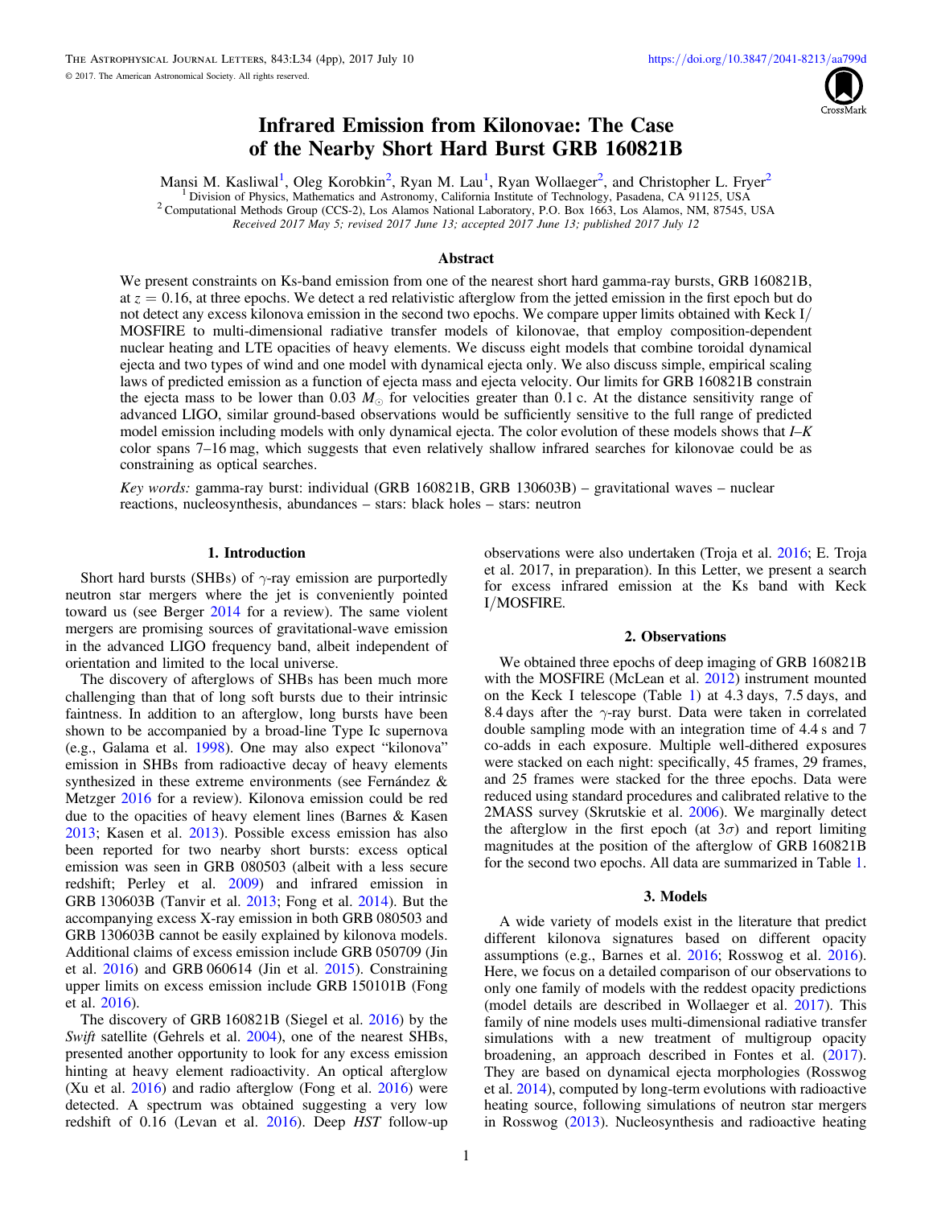# Infrared Emission from Kilonovae: The Case of the Nearby Short Hard Burst GRB 160821B

Mansi M. Kasliwal[1], Oleg Korobkin[2], Ryan M. Lau[1], Ryan Wollaeger[2], and Christopher L. Fryer[2]

[1] Division of Physics, Mathematics and Astronomy, California Institute of Technology, Pasadena, CA 91125, USA
[2] Computational Methods Group (CCS-2), Los Alamos National Laboratory, P.O. Box 1663, Los Alamos, NM, 87545, USA

*Received 2017 May 5; revised 2017 June 13; accepted 2017 June 13; published 2017 July 12*

## Abstract

We present constraints on Ks-band emission from one of the nearest short hard gamma-ray bursts, GRB 160821B, at $z = 0.16$, at three epochs. We detect a red relativistic afterglow from the jetted emission in the first epoch but do not detect any excess kilonova emission in the second two epochs. We compare upper limits obtained with Keck I/MOSFIRE to multi-dimensional radiative transfer models of kilonovae, that employ composition-dependent nuclear heating and LTE opacities of heavy elements. We discuss eight models that combine toroidal dynamical ejecta and two types of wind and one model with dynamical ejecta only. We also discuss simple, empirical scaling laws of predicted emission as a function of ejecta mass and ejecta velocity. Our limits for GRB 160821B constrain the ejecta mass to be lower than 0.03 $M_\odot$ for velocities greater than 0.1 c. At the distance sensitivity range of advanced LIGO, similar ground-based observations would be sufficiently sensitive to the full range of predicted model emission including models with only dynamical ejecta. The color evolution of these models shows that $I$–$K$ color spans 7–16 mag, which suggests that even relatively shallow infrared searches for kilonovae could be as constraining as optical searches.

*Key words:* gamma-ray burst: individual (GRB 160821B, GRB 130603B) – gravitational waves – nuclear reactions, nucleosynthesis, abundances – stars: black holes – stars: neutron

## 1. Introduction

Short hard bursts (SHBs) of $\gamma$-ray emission are purportedly neutron star mergers where the jet is conveniently pointed toward us (see Berger 2014 for a review). The same violent mergers are promising sources of gravitational-wave emission in the advanced LIGO frequency band, albeit independent of orientation and limited to the local universe.

The discovery of afterglows of SHBs has been much more challenging than that of long soft bursts due to their intrinsic faintness. In addition to an afterglow, long bursts have been shown to be accompanied by a broad-line Type Ic supernova (e.g., Galama et al. 1998). One may also expect "kilonova" emission in SHBs from radioactive decay of heavy elements synthesized in these extreme environments (see Fernández & Metzger 2016 for a review). Kilonova emission could be red due to the opacities of heavy element lines (Barnes & Kasen 2013; Kasen et al. 2013). Possible excess emission has also been reported for two nearby short bursts: excess optical emission was seen in GRB 080503 (albeit with a less secure redshift; Perley et al. 2009) and infrared emission in GRB 130603B (Tanvir et al. 2013; Fong et al. 2014). But the accompanying excess X-ray emission in both GRB 080503 and GRB 130603B cannot be easily explained by kilonova models. Additional claims of excess emission include GRB 050709 (Jin et al. 2016) and GRB 060614 (Jin et al. 2015). Constraining upper limits on excess emission include GRB 150101B (Fong et al. 2016).

The discovery of GRB 160821B (Siegel et al. 2016) by the *Swift* satellite (Gehrels et al. 2004), one of the nearest SHBs, presented another opportunity to look for any excess emission hinting at heavy element radioactivity. An optical afterglow (Xu et al. 2016) and radio afterglow (Fong et al. 2016) were detected. A spectrum was obtained suggesting a very low redshift of 0.16 (Levan et al. 2016). Deep *HST* follow-up observations were also undertaken (Troja et al. 2016; E. Troja et al. 2017, in preparation). In this Letter, we present a search for excess infrared emission at the Ks band with Keck I/MOSFIRE.

## 2. Observations

We obtained three epochs of deep imaging of GRB 160821B with the MOSFIRE (McLean et al. 2012) instrument mounted on the Keck I telescope (Table 1) at 4.3 days, 7.5 days, and 8.4 days after the $\gamma$-ray burst. Data were taken in correlated double sampling mode with an integration time of 4.4 s and 7 co-adds in each exposure. Multiple well-dithered exposures were stacked on each night: specifically, 45 frames, 29 frames, and 25 frames were stacked for the three epochs. Data were reduced using standard procedures and calibrated relative to the 2MASS survey (Skrutskie et al. 2006). We marginally detect the afterglow in the first epoch (at $3\sigma$) and report limiting magnitudes at the position of the afterglow of GRB 160821B for the second two epochs. All data are summarized in Table 1.

## 3. Models

A wide variety of models exist in the literature that predict different kilonova signatures based on different opacity assumptions (e.g., Barnes et al. 2016; Rosswog et al. 2016). Here, we focus on a detailed comparison of our observations to only one family of models with the reddest opacity predictions (model details are described in Wollaeger et al. 2017). This family of nine models uses multi-dimensional radiative transfer simulations with a new treatment of multigroup opacity broadening, an approach described in Fontes et al. (2017). They are based on dynamical ejecta morphologies (Rosswog et al. 2014), computed by long-term evolutions with radioactive heating source, following simulations of neutron star mergers in Rosswog (2013). Nucleosynthesis and radioactive heating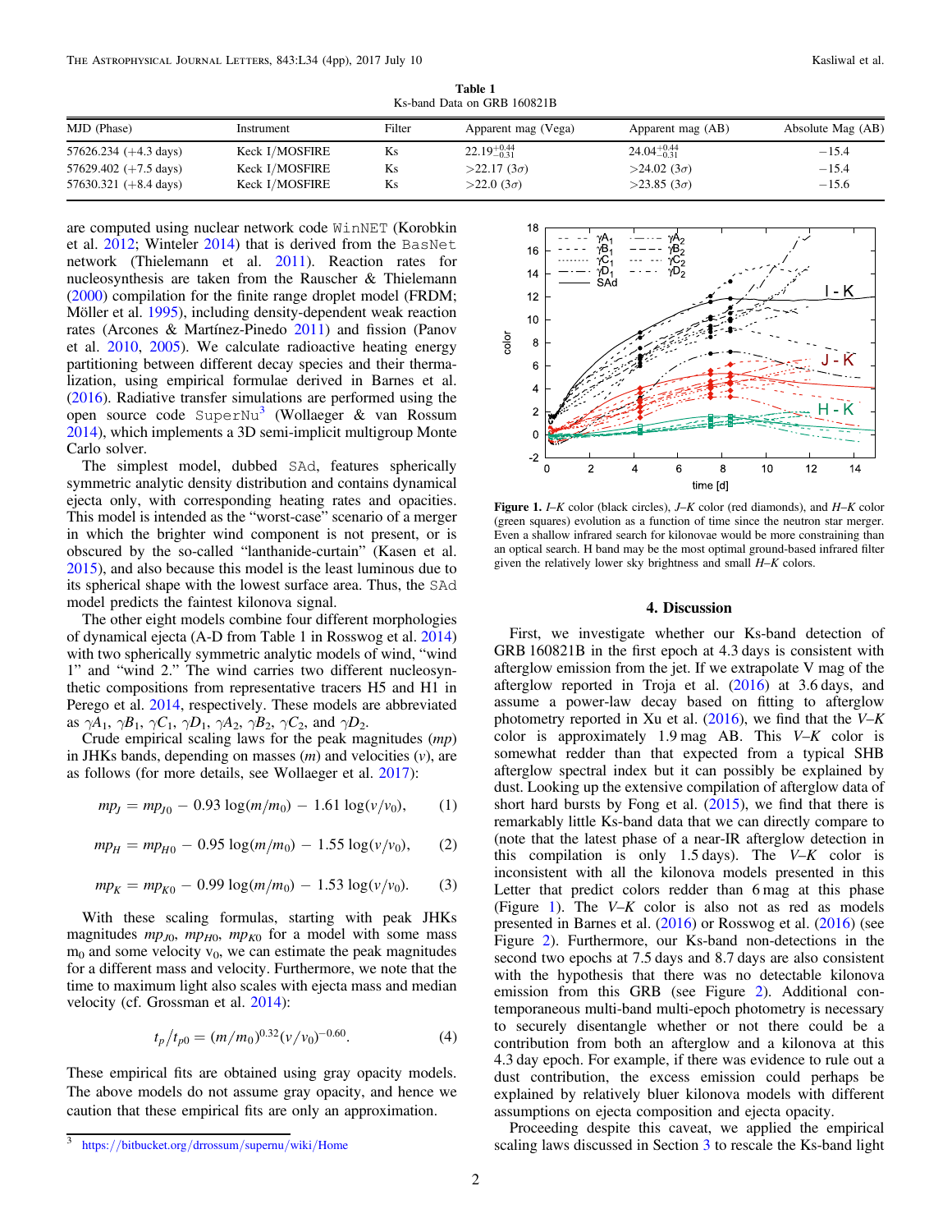**Table 1**
Ks-band Data on GRB 160821B

| MJD (Phase) | Instrument | Filter | Apparent mag (Vega) | Apparent mag (AB) | Absolute Mag (AB) |
|---|---|---|---|---|---|
| 57626.234 (+4.3 days) | Keck I/MOSFIRE | Ks | $22.19^{+0.44}_{-0.31}$ | $24.04^{+0.44}_{-0.31}$ | −15.4 |
| 57629.402 (+7.5 days) | Keck I/MOSFIRE | Ks | >22.17 (3σ) | >24.02 (3σ) | −15.4 |
| 57630.321 (+8.4 days) | Keck I/MOSFIRE | Ks | >22.0 (3σ) | >23.85 (3σ) | −15.6 |

are computed using nuclear network code WinNET (Korobkin et al. 2012; Winteler 2014) that is derived from the BasNet network (Thielemann et al. 2011). Reaction rates for nucleosynthesis are taken from the Rauscher & Thielemann (2000) compilation for the finite range droplet model (FRDM; Möller et al. 1995), including density-dependent weak reaction rates (Arcones & Martínez-Pinedo 2011) and fission (Panov et al. 2010, 2005). We calculate radioactive heating energy partitioning between different decay species and their thermalization, using empirical formulae derived in Barnes et al. (2016). Radiative transfer simulations are performed using the open source code SuperNu[3] (Wollaeger & van Rossum 2014), which implements a 3D semi-implicit multigroup Monte Carlo solver.

The simplest model, dubbed SAd, features spherically symmetric analytic density distribution and contains dynamical ejecta only, with corresponding heating rates and opacities. This model is intended as the "worst-case" scenario of a merger in which the brighter wind component is not present, or is obscured by the so-called "lanthanide-curtain" (Kasen et al. 2015), and also because this model is the least luminous due to its spherical shape with the lowest surface area. Thus, the SAd model predicts the faintest kilonova signal.

The other eight models combine four different morphologies of dynamical ejecta (A-D from Table 1 in Rosswog et al. 2014) with two spherically symmetric analytic models of wind, "wind 1" and "wind 2." The wind carries two different nucleosynthetic compositions from representative tracers H5 and H1 in Perego et al. 2014, respectively. These models are abbreviated as $\gamma A_1$, $\gamma B_1$, $\gamma C_1$, $\gamma D_1$, $\gamma A_2$, $\gamma B_2$, $\gamma C_2$, and $\gamma D_2$.

Crude empirical scaling laws for the peak magnitudes ($mp$) in JHKs bands, depending on masses ($m$) and velocities ($v$), are as follows (for more details, see Wollaeger et al. 2017):

$$mp_J = mp_{J0} - 0.93\log(m/m_0) - 1.61\log(v/v_0), \quad (1)$$

$$mp_H = mp_{H0} - 0.95\log(m/m_0) - 1.55\log(v/v_0), \quad (2)$$

$$mp_K = mp_{K0} - 0.99\log(m/m_0) - 1.53\log(v/v_0). \quad (3)$$

With these scaling formulas, starting with peak JHKs magnitudes $mp_{J0}$, $mp_{H0}$, $mp_{K0}$ for a model with some mass $m_0$ and some velocity $v_0$, we can estimate the peak magnitudes for a different mass and velocity. Furthermore, we note that the time to maximum light also scales with ejecta mass and median velocity (cf. Grossman et al. 2014):

$$t_p/t_{p0} = (m/m_0)^{0.32}(v/v_0)^{-0.60}. \quad (4)$$

These empirical fits are obtained using gray opacity models. The above models do not assume gray opacity, and hence we caution that these empirical fits are only an approximation.

[3] https://bitbucket.org/drrossum/supernu/wiki/Home

**Figure 1.** *I–K* color (black circles), *J–K* color (red diamonds), and *H–K* color (green squares) evolution as a function of time since the neutron star merger. Even a shallow infrared search for kilonovae would be more constraining than an optical search. H band may be the most optimal ground-based infrared filter given the relatively lower sky brightness and small *H–K* colors.

## 4. Discussion

First, we investigate whether our Ks-band detection of GRB 160821B in the first epoch at 4.3 days is consistent with afterglow emission from the jet. If we extrapolate V mag of the afterglow reported in Troja et al. (2016) at 3.6 days, and assume a power-law decay based on fitting to afterglow photometry reported in Xu et al. (2016), we find that the *V–K* color is approximately 1.9 mag AB. This *V–K* color is somewhat redder than that expected from a typical SHB afterglow spectral index but it can possibly be explained by dust. Looking up the extensive compilation of afterglow data of short hard bursts by Fong et al. (2015), we find that there is remarkably little Ks-band data that we can directly compare to (note that the latest phase of a near-IR afterglow detection in this compilation is only 1.5 days). The *V–K* color is inconsistent with all the kilonova models presented in this Letter that predict colors redder than 6 mag at this phase (Figure 1). The *V–K* color is also not as red as models presented in Barnes et al. (2016) or Rosswog et al. (2016) (see Figure 2). Furthermore, our Ks-band non-detections in the second two epochs at 7.5 days and 8.7 days are also consistent with the hypothesis that there was no detectable kilonova emission from this GRB (see Figure 2). Additional contemporaneous multi-band multi-epoch photometry is necessary to securely disentangle whether or not there could be a contribution from both an afterglow and a kilonova at this 4.3 day epoch. For example, if there was evidence to rule out a dust contribution, the excess emission could perhaps be explained by relatively bluer kilonova models with different assumptions on ejecta composition and ejecta opacity.

Proceeding despite this caveat, we applied the empirical scaling laws discussed in Section 3 to rescale the Ks-band light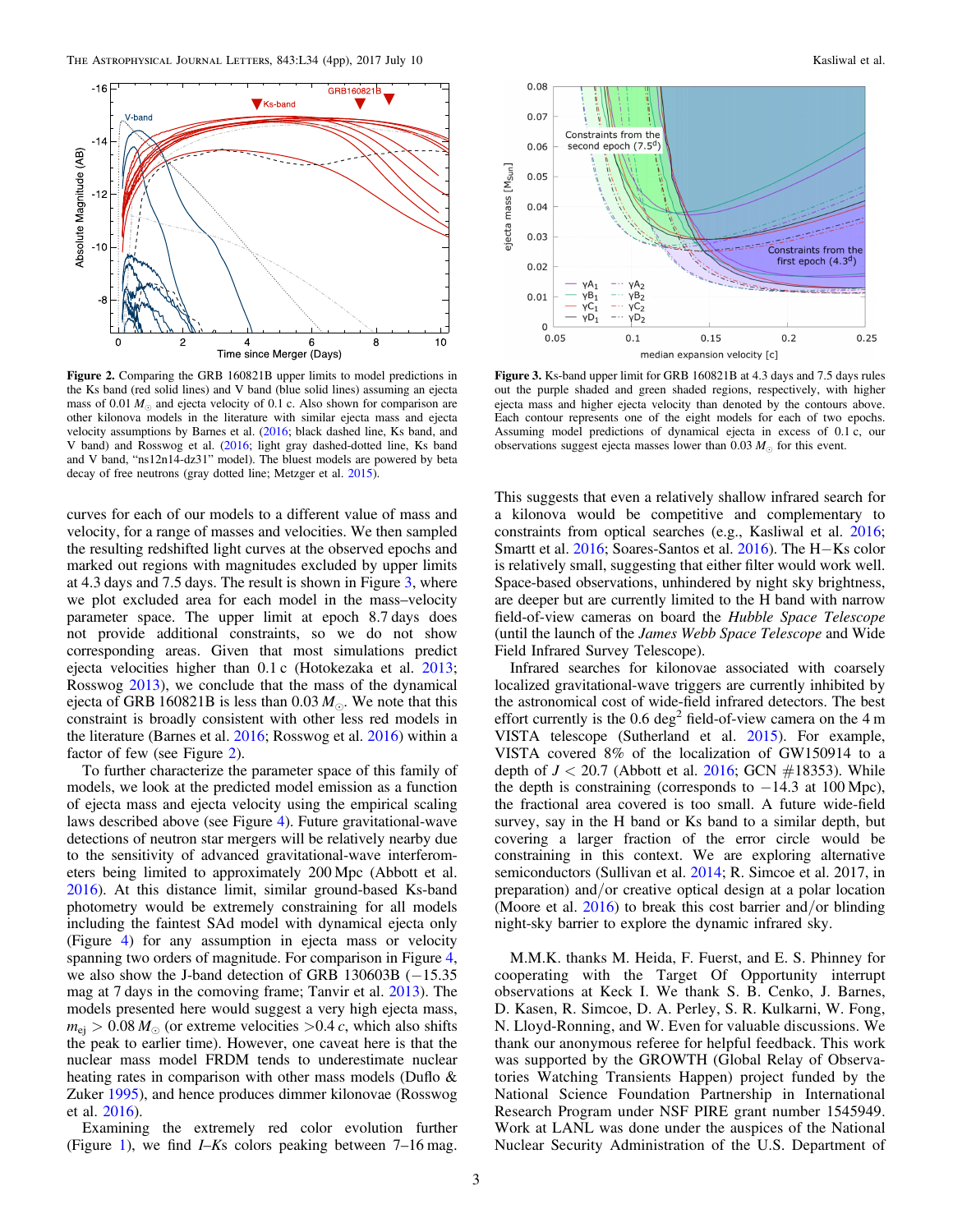**Figure 2.** Comparing the GRB 160821B upper limits to model predictions in the Ks band (red solid lines) and V band (blue solid lines) assuming an ejecta mass of 0.01 $M_{\odot}$ and ejecta velocity of 0.1 c. Also shown for comparison are other kilonova models in the literature with similar ejecta mass and ejecta velocity assumptions by Barnes et al. (2016; black dashed line, Ks band, and V band) and Rosswog et al. (2016; light gray dashed-dotted line, Ks band and V band, "ns12n14-dz31" model). The bluest models are powered by beta decay of free neutrons (gray dotted line; Metzger et al. 2015).

**Figure 3.** Ks-band upper limit for GRB 160821B at 4.3 days and 7.5 days rules out the purple shaded and green shaded regions, respectively, with higher ejecta mass and higher ejecta velocity than denoted by the contours above. Each contour represents one of the eight models for each of two epochs. Assuming model predictions of dynamical ejecta in excess of 0.1 c, our observations suggest ejecta masses lower than 0.03 $M_{\odot}$ for this event.

curves for each of our models to a different value of mass and velocity, for a range of masses and velocities. We then sampled the resulting redshifted light curves at the observed epochs and marked out regions with magnitudes excluded by upper limits at 4.3 days and 7.5 days. The result is shown in Figure 3, where we plot excluded area for each model in the mass–velocity parameter space. The upper limit at epoch 8.7 days does not provide additional constraints, so we do not show corresponding areas. Given that most simulations predict ejecta velocities higher than 0.1 c (Hotokezaka et al. 2013; Rosswog 2013), we conclude that the mass of the dynamical ejecta of GRB 160821B is less than 0.03 $M_{\odot}$. We note that this constraint is broadly consistent with other less red models in the literature (Barnes et al. 2016; Rosswog et al. 2016) within a factor of few (see Figure 2).

To further characterize the parameter space of this family of models, we look at the predicted model emission as a function of ejecta mass and ejecta velocity using the empirical scaling laws described above (see Figure 4). Future gravitational-wave detections of neutron star mergers will be relatively nearby due to the sensitivity of advanced gravitational-wave interferometers being limited to approximately 200 Mpc (Abbott et al. 2016). At this distance limit, similar ground-based Ks-band photometry would be extremely constraining for all models including the faintest SAd model with dynamical ejecta only (Figure 4) for any assumption in ejecta mass or velocity spanning two orders of magnitude. For comparison in Figure 4, we also show the J-band detection of GRB 130603B (−15.35 mag at 7 days in the comoving frame; Tanvir et al. 2013). The models presented here would suggest a very high ejecta mass, $m_{\rm ej} > 0.08\, M_{\odot}$ (or extreme velocities $>0.4\, c$, which also shifts the peak to earlier time). However, one caveat here is that the nuclear mass model FRDM tends to underestimate nuclear heating rates in comparison with other mass models (Duflo & Zuker 1995), and hence produces dimmer kilonovae (Rosswog et al. 2016).

Examining the extremely red color evolution further (Figure 1), we find *I*–*Ks* colors peaking between 7–16 mag. This suggests that even a relatively shallow infrared search for a kilonova would be competitive and complementary to constraints from optical searches (e.g., Kasliwal et al. 2016; Smartt et al. 2016; Soares-Santos et al. 2016). The H−Ks color is relatively small, suggesting that either filter would work well. Space-based observations, unhindered by night sky brightness, are deeper but are currently limited to the H band with narrow field-of-view cameras on board the *Hubble Space Telescope* (until the launch of the *James Webb Space Telescope* and Wide Field Infrared Survey Telescope).

Infrared searches for kilonovae associated with coarsely localized gravitational-wave triggers are currently inhibited by the astronomical cost of wide-field infrared detectors. The best effort currently is the 0.6 deg$^2$ field-of-view camera on the 4 m VISTA telescope (Sutherland et al. 2015). For example, VISTA covered 8% of the localization of GW150914 to a depth of $J < 20.7$ (Abbott et al. 2016; GCN #18353). While the depth is constraining (corresponds to −14.3 at 100 Mpc), the fractional area covered is too small. A future wide-field survey, say in the H band or Ks band to a similar depth, but covering a larger fraction of the error circle would be constraining in this context. We are exploring alternative semiconductors (Sullivan et al. 2014; R. Simcoe et al. 2017, in preparation) and/or creative optical design at a polar location (Moore et al. 2016) to break this cost barrier and/or blinding night-sky barrier to explore the dynamic infrared sky.

M.M.K. thanks M. Heida, F. Fuerst, and E. S. Phinney for cooperating with the Target Of Opportunity interrupt observations at Keck I. We thank S. B. Cenko, J. Barnes, D. Kasen, R. Simcoe, D. A. Perley, S. R. Kulkarni, W. Fong, N. Lloyd-Ronning, and W. Even for valuable discussions. We thank our anonymous referee for helpful feedback. This work was supported by the GROWTH (Global Relay of Observatories Watching Transients Happen) project funded by the National Science Foundation Partnership in International Research Program under NSF PIRE grant number 1545949. Work at LANL was done under the auspices of the National Nuclear Security Administration of the U.S. Department of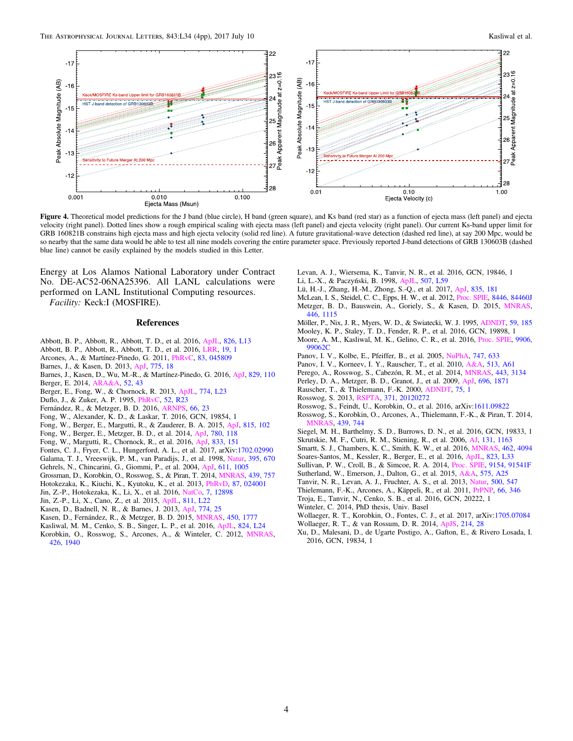-17
-16
-15
-14
-13
-12
Peak Absolute Magnitude (AB)
22
23
24
25
26
27
28
Peak Apparent Magnitude at z=0.16
Keck/MOSFIRE Ks-band Upper limit for GRB160821B
HST J-band detection of GRB130603B
Sensitivity to Future Merger At 200 Mpc
0.001
0.010
0.100
Ejecta Mass (Msun)

-17
-16
-15
-14
-13
-12
Peak Absolute Magnitude (AB)
22
23
24
25
26
27
28
Peak Apparent Magnitude at z=0.16
Keck/MOSFIRE Ks-band Upper limit for GRB160821B
HST J-band detection of GRB130603B
Sensitivity to Future Merger At 200 Mpc
0.01
0.10
1.00
Ejecta Velocity (c)

**Figure 4.** Theoretical model predictions for the J band (blue circle), H band (green square), and Ks band (red star) as a function of ejecta mass (left panel) and ejecta velocity (right panel). Dotted lines show a rough empirical scaling with ejecta mass (left panel) and ejecta velocity (right panel). Our current Ks-band upper limit for GRB 160821B constrains high ejecta mass and high ejecta velocity (solid red line). A future gravitational-wave detection (dashed red line), at say 200 Mpc, would be so nearby that the same data would be able to test all nine models covering the entire parameter space. Previously reported J-band detections of GRB 130603B (dashed blue line) cannot be easily explained by the models studied in this Letter.

Energy at Los Alamos National Laboratory under Contract No. DE-AC52-06NA25396. All LANL calculations were performed on LANL Institutional Computing resources.

*Facility:* Keck:I (MOSFIRE).

## References

Abbott, B. P., Abbott, R., Abbott, T. D., et al. 2016, ApJL, 826, L13
Abbott, B. P., Abbott, R., Abbott, T. D., et al. 2016, LRR, 19, 1
Arcones, A., & Martínez-Pinedo, G. 2011, PhRvC, 83, 045809
Barnes, J., & Kasen, D. 2013, ApJ, 775, 18
Barnes, J., Kasen, D., Wu, M.-R., & Martínez-Pinedo, G. 2016, ApJ, 829, 110
Berger, E. 2014, ARA&A, 52, 43
Berger, E., Fong, W., & Chornock, R. 2013, ApJL, 774, L23
Duflo, J., & Zuker, A. P. 1995, PhRvC, 52, R23
Fernández, R., & Metzger, B. D. 2016, ARNPS, 66, 23
Fong, W., Alexander, K. D., & Laskar, T. 2016, GCN, 19854, 1
Fong, W., Berger, E., Margutti, R., & Zauderer, B. A. 2015, ApJ, 815, 102
Fong, W., Berger, E., Metzger, B. D., et al. 2014, ApJ, 780, 118
Fong, W., Margutti, R., Chornock, R., et al. 2016, ApJ, 833, 151
Fontes, C. J., Fryer, C. L., Hungerford, A. L., et al. 2017, arXiv:1702.02990
Galama, T. J., Vreeswijk, P. M., van Paradijs, J., et al. 1998, Natur, 395, 670
Gehrels, N., Chincarini, G., Giommi, P., et al. 2004, ApJ, 611, 1005
Grossman, D., Korobkin, O., Rosswog, S., & Piran, T. 2014, MNRAS, 439, 757
Hotokezaka, K., Kiuchi, K., Kyutoku, K., et al. 2013, PhRvD, 87, 024001
Jin, Z.-P., Hotokezaka, K., Li, X., et al. 2016, NatCo, 7, 12898
Jin, Z.-P., Li, X., Cano, Z., et al. 2015, ApJL, 811, L22
Kasen, D., Badnell, N. R., & Barnes, J. 2013, ApJ, 774, 25
Kasen, D., Fernández, R., & Metzger, B. D. 2015, MNRAS, 450, 1777
Kasliwal, M. M., Cenko, S. B., Singer, L. P., et al. 2016, ApJL, 824, L24
Korobkin, O., Rosswog, S., Arcones, A., & Winteler, C. 2012, MNRAS, 426, 1940
Levan, A. J., Wiersema, K., Tanvir, N. R., et al. 2016, GCN, 19846, 1
Li, L.-X., & Paczyński, B. 1998, ApJL, 507, L59
Lü, H.-J., Zhang, H.-M., Zhong, S.-Q., et al. 2017, ApJ, 835, 181
McLean, I. S., Steidel, C. C., Epps, H. W., et al. 2012, Proc. SPIE, 8446, 84460J
Metzger, B. D., Bauswein, A., Goriely, S., & Kasen, D. 2015, MNRAS, 446, 1115
Möller, P., Nix, J. R., Myers, W. D., & Swiatecki, W. J. 1995, ADNDT, 59, 185
Mooley, K. P., Staley, T. D., Fender, R. P., et al. 2016, GCN, 19898, 1
Moore, A. M., Kasliwal, M. K., Gelino, C. R., et al. 2016, Proc. SPIE, 9906, 99062C
Panov, I. V., Kolbe, E., Pfeiffer, B., et al. 2005, NuPhA, 747, 633
Panov, I. V., Korneev, I. Y., Rauscher, T., et al. 2010, A&A, 513, A61
Perego, A., Rosswog, S., Cabezón, R. M., et al. 2014, MNRAS, 443, 3134
Perley, D. A., Metzger, B. D., Granot, J., et al. 2009, ApJ, 696, 1871
Rauscher, T., & Thielemann, F.-K. 2000, ADNDT, 75, 1
Rosswog, S. 2013, RSPTA, 371, 20120272
Rosswog, S., Feindt, U., Korobkin, O., et al. 2016, arXiv:1611.09822
Rosswog, S., Korobkin, O., Arcones, A., Thielemann, F.-K., & Piran, T. 2014, MNRAS, 439, 744
Siegel, M. H., Barthelmy, S. D., Burrows, D. N., et al. 2016, GCN, 19833, 1
Skrutskie, M. F., Cutri, R. M., Stiening, R., et al. 2006, AJ, 131, 1163
Smartt, S. J., Chambers, K. C., Smith, K. W., et al. 2016, MNRAS, 462, 4094
Soares-Santos, M., Kessler, R., Berger, E., et al. 2016, ApJL, 823, L33
Sullivan, P. W., Croll, B., & Simcoe, R. A. 2014, Proc. SPIE, 9154, 91541F
Sutherland, W., Emerson, J., Dalton, G., et al. 2015, A&A, 575, A25
Tanvir, N. R., Levan, A. J., Fruchter, A. S., et al. 2013, Natur, 500, 547
Thielemann, F.-K., Arcones, A., Käppeli, R., et al. 2011, PrPNP, 66, 346
Troja, E., Tanvir, N., Cenko, S. B., et al. 2016, GCN, 20222, 1
Winteler, C. 2014, PhD thesis, Univ. Basel
Wollaeger, R. T., Korobkin, O., Fontes, C. J., et al. 2017, arXiv:1705.07084
Wollaeger, R. T., & van Rossum, D. R. 2014, ApJS, 214, 28
Xu, D., Malesani, D., de Ugarte Postigo, A., Gafton, E., & Rivero Losada, I. 2016, GCN, 19834, 1